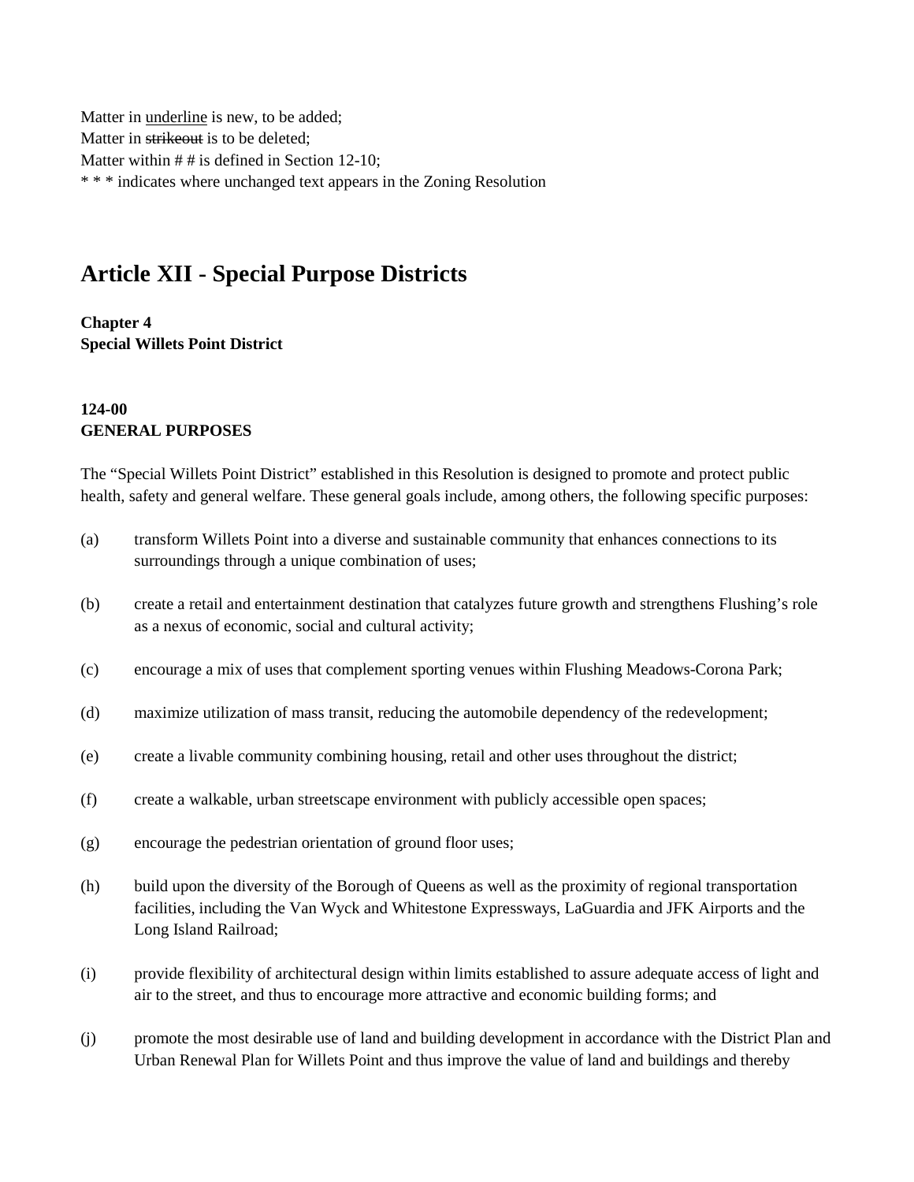Matter in <u>underline</u> is new, to be added;
Matter in ~~strikeout~~ is to be deleted;
Matter within # # is defined in Section 12-10;
* * * indicates where unchanged text appears in the Zoning Resolution

# Article XII - Special Purpose Districts

**Chapter 4**
**Special Willets Point District**

**124-00**
**GENERAL PURPOSES**

The "Special Willets Point District" established in this Resolution is designed to promote and protect public health, safety and general welfare. These general goals include, among others, the following specific purposes:

(a) transform Willets Point into a diverse and sustainable community that enhances connections to its surroundings through a unique combination of uses;

(b) create a retail and entertainment destination that catalyzes future growth and strengthens Flushing's role as a nexus of economic, social and cultural activity;

(c) encourage a mix of uses that complement sporting venues within Flushing Meadows-Corona Park;

(d) maximize utilization of mass transit, reducing the automobile dependency of the redevelopment;

(e) create a livable community combining housing, retail and other uses throughout the district;

(f) create a walkable, urban streetscape environment with publicly accessible open spaces;

(g) encourage the pedestrian orientation of ground floor uses;

(h) build upon the diversity of the Borough of Queens as well as the proximity of regional transportation facilities, including the Van Wyck and Whitestone Expressways, LaGuardia and JFK Airports and the Long Island Railroad;

(i) provide flexibility of architectural design within limits established to assure adequate access of light and air to the street, and thus to encourage more attractive and economic building forms; and

(j) promote the most desirable use of land and building development in accordance with the District Plan and Urban Renewal Plan for Willets Point and thus improve the value of land and buildings and thereby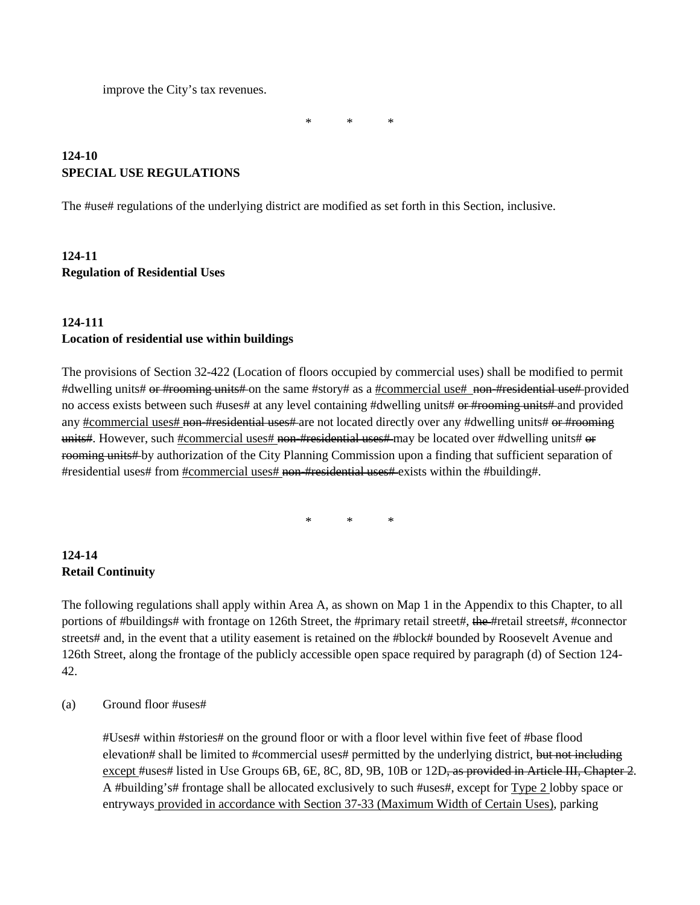improve the City's tax revenues.

\*       \*       \*

**124-10**
**SPECIAL USE REGULATIONS**

The #use# regulations of the underlying district are modified as set forth in this Section, inclusive.

**124-11**
**Regulation of Residential Uses**

**124-111**
**Location of residential use within buildings**

The provisions of Section 32-422 (Location of floors occupied by commercial uses) shall be modified to permit #dwelling units# ~~or #rooming units#~~ on the same #story# as a <u>#commercial use#</u> ~~non-#residential use#~~ provided no access exists between such #uses# at any level containing #dwelling units# ~~or #rooming units#~~ and provided any <u>#commercial uses#</u> ~~non-#residential uses#~~ are not located directly over any #dwelling units# ~~or #rooming units#~~. However, such <u>#commercial uses#</u> ~~non-#residential uses#~~ may be located over #dwelling units# ~~or rooming units#~~ by authorization of the City Planning Commission upon a finding that sufficient separation of #residential uses# from <u>#commercial uses#</u> ~~non-#residential uses#~~ exists within the #building#.

\*       \*       \*

**124-14**
**Retail Continuity**

The following regulations shall apply within Area A, as shown on Map 1 in the Appendix to this Chapter, to all portions of #buildings# with frontage on 126th Street, the #primary retail street#, ~~the~~ #retail streets#, #connector streets# and, in the event that a utility easement is retained on the #block# bounded by Roosevelt Avenue and 126th Street, along the frontage of the publicly accessible open space required by paragraph (d) of Section 124-42.

(a) Ground floor #uses#

#Uses# within #stories# on the ground floor or with a floor level within five feet of #base flood elevation# shall be limited to #commercial uses# permitted by the underlying district, ~~but not including~~ <u>except</u> #uses# listed in Use Groups 6B, 6E, 8C, 8D, 9B, 10B or 12D~~, as provided in Article III, Chapter 2~~. A #building's# frontage shall be allocated exclusively to such #uses#, except for <u>Type 2</u> lobby space or entryways<u> provided in accordance with Section 37-33 (Maximum Width of Certain Uses)</u>, parking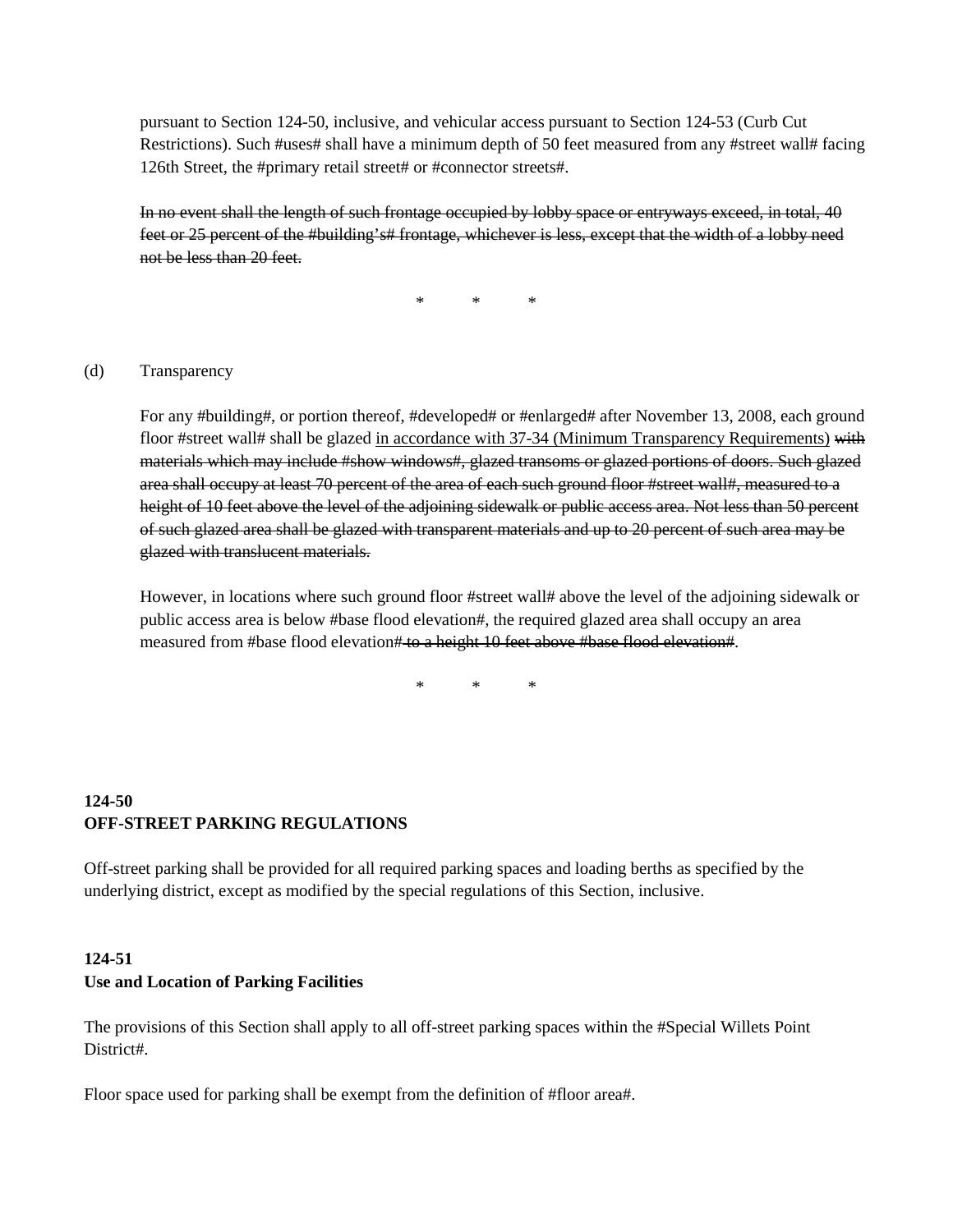pursuant to Section 124-50, inclusive, and vehicular access pursuant to Section 124-53 (Curb Cut Restrictions). Such #uses# shall have a minimum depth of 50 feet measured from any #street wall# facing 126th Street, the #primary retail street# or #connector streets#.

~~In no event shall the length of such frontage occupied by lobby space or entryways exceed, in total, 40 feet or 25 percent of the #building's# frontage, whichever is less, except that the width of a lobby need not be less than 20 feet.~~

\*  \*  \*

(d) Transparency

For any #building#, or portion thereof, #developed# or #enlarged# after November 13, 2008, each ground floor #street wall# shall be glazed <u>in accordance with 37-34 (Minimum Transparency Requirements)</u> ~~with materials which may include #show windows#, glazed transoms or glazed portions of doors. Such glazed area shall occupy at least 70 percent of the area of each such ground floor #street wall#, measured to a height of 10 feet above the level of the adjoining sidewalk or public access area. Not less than 50 percent of such glazed area shall be glazed with transparent materials and up to 20 percent of such area may be glazed with translucent materials.~~

However, in locations where such ground floor #street wall# above the level of the adjoining sidewalk or public access area is below #base flood elevation#, the required glazed area shall occupy an area measured from #base flood elevation#~~ to a height 10 feet above #base flood elevation#~~.

\*  \*  \*

**124-50**
**OFF-STREET PARKING REGULATIONS**

Off-street parking shall be provided for all required parking spaces and loading berths as specified by the underlying district, except as modified by the special regulations of this Section, inclusive.

**124-51**
**Use and Location of Parking Facilities**

The provisions of this Section shall apply to all off-street parking spaces within the #Special Willets Point District#.

Floor space used for parking shall be exempt from the definition of #floor area#.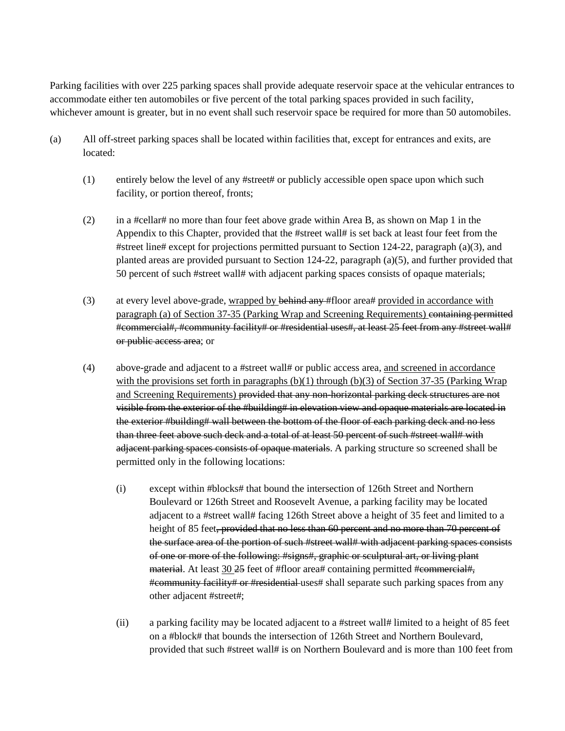Parking facilities with over 225 parking spaces shall provide adequate reservoir space at the vehicular entrances to accommodate either ten automobiles or five percent of the total parking spaces provided in such facility, whichever amount is greater, but in no event shall such reservoir space be required for more than 50 automobiles.

(a) All off-street parking spaces shall be located within facilities that, except for entrances and exits, are located:

(1) entirely below the level of any #street# or publicly accessible open space upon which such facility, or portion thereof, fronts;

(2) in a #cellar# no more than four feet above grade within Area B, as shown on Map 1 in the Appendix to this Chapter, provided that the #street wall# is set back at least four feet from the #street line# except for projections permitted pursuant to Section 124-22, paragraph (a)(3), and planted areas are provided pursuant to Section 124-22, paragraph (a)(5), and further provided that 50 percent of such #street wall# with adjacent parking spaces consists of opaque materials;

(3) at every level above-grade, <u>wrapped by</u> ~~behind any~~ #floor area# <u>provided in accordance with paragraph (a) of Section 37-35 (Parking Wrap and Screening Requirements)</u> ~~containing permitted #commercial#, #community facility# or #residential uses#, at least 25 feet from any #street wall# or public access area~~; or

(4) above-grade and adjacent to a #street wall# or public access area, <u>and screened in accordance with the provisions set forth in paragraphs (b)(1) through (b)(3) of Section 37-35 (Parking Wrap and Screening Requirements)</u> ~~provided that any non-horizontal parking deck structures are not visible from the exterior of the #building# in elevation view and opaque materials are located in the exterior #building# wall between the bottom of the floor of each parking deck and no less than three feet above such deck and a total of at least 50 percent of such #street wall# with adjacent parking spaces consists of opaque materials~~. A parking structure so screened shall be permitted only in the following locations:

(i) except within #blocks# that bound the intersection of 126th Street and Northern Boulevard or 126th Street and Roosevelt Avenue, a parking facility may be located adjacent to a #street wall# facing 126th Street above a height of 35 feet and limited to a height of 85 feet~~, provided that no less than 60 percent and no more than 70 percent of the surface area of the portion of such #street wall# with adjacent parking spaces consists of one or more of the following: #signs#, graphic or sculptural art, or living plant material~~. At least <u>30</u> ~~25~~ feet of #floor area# containing permitted ~~#commercial#, #community facility# or #residential~~ uses# shall separate such parking spaces from any other adjacent #street#;

(ii) a parking facility may be located adjacent to a #street wall# limited to a height of 85 feet on a #block# that bounds the intersection of 126th Street and Northern Boulevard, provided that such #street wall# is on Northern Boulevard and is more than 100 feet from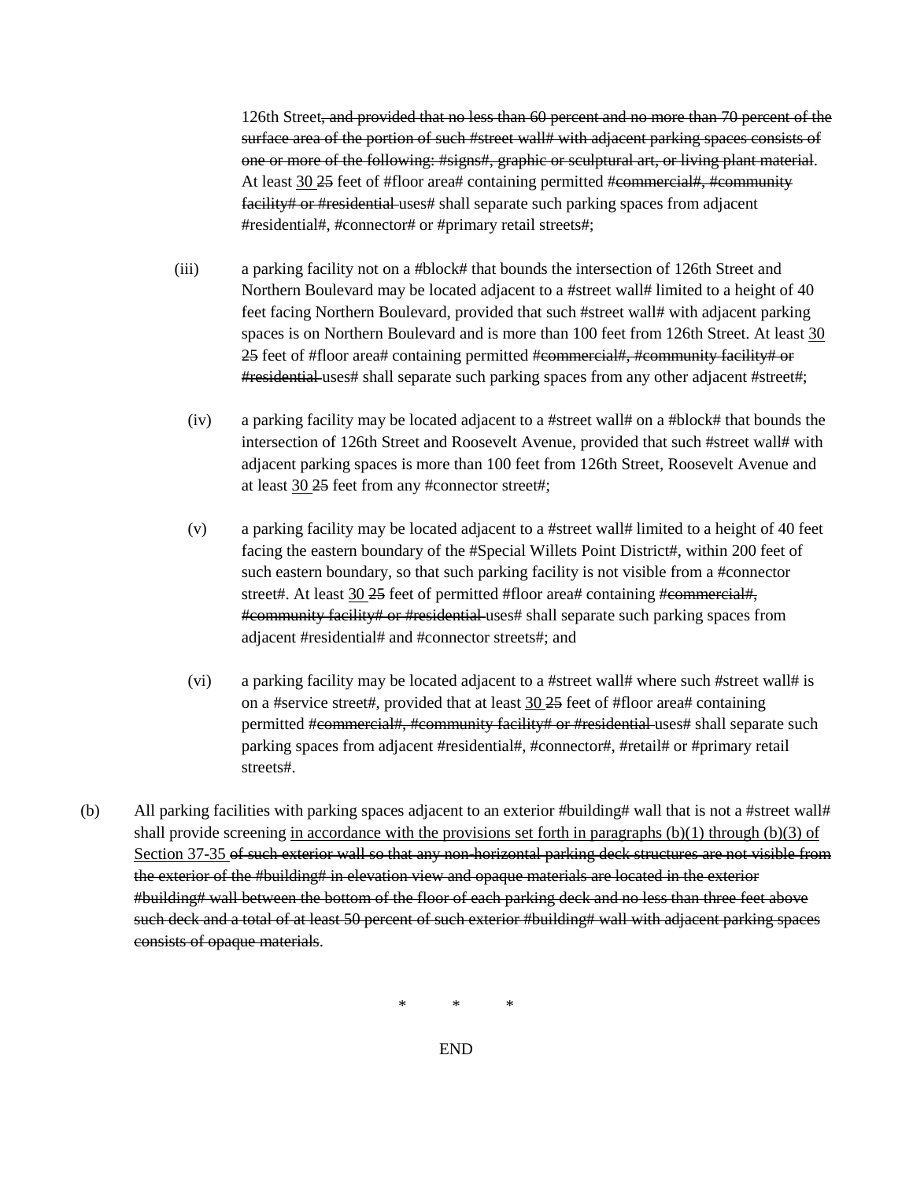126th Street~~, and provided that no less than 60 percent and no more than 70 percent of the surface area of the portion of such #street wall# with adjacent parking spaces consists of one or more of the following: #signs#, graphic or sculptural art, or living plant material~~. At least <u>30</u> ~~25~~ feet of #floor area# containing permitted #~~commercial#, #community facility# or #residential~~ uses# shall separate such parking spaces from adjacent #residential#, #connector# or #primary retail streets#;

(iii) a parking facility not on a #block# that bounds the intersection of 126th Street and Northern Boulevard may be located adjacent to a #street wall# limited to a height of 40 feet facing Northern Boulevard, provided that such #street wall# with adjacent parking spaces is on Northern Boulevard and is more than 100 feet from 126th Street. At least <u>30</u> ~~25~~ feet of #floor area# containing permitted #~~commercial#, #community facility# or #residential~~ uses# shall separate such parking spaces from any other adjacent #street#;

(iv) a parking facility may be located adjacent to a #street wall# on a #block# that bounds the intersection of 126th Street and Roosevelt Avenue, provided that such #street wall# with adjacent parking spaces is more than 100 feet from 126th Street, Roosevelt Avenue and at least <u>30</u> ~~25~~ feet from any #connector street#;

(v) a parking facility may be located adjacent to a #street wall# limited to a height of 40 feet facing the eastern boundary of the #Special Willets Point District#, within 200 feet of such eastern boundary, so that such parking facility is not visible from a #connector street#. At least <u>30</u> ~~25~~ feet of permitted #floor area# containing #~~commercial#, #community facility# or #residential~~ uses# shall separate such parking spaces from adjacent #residential# and #connector streets#; and

(vi) a parking facility may be located adjacent to a #street wall# where such #street wall# is on a #service street#, provided that at least <u>30</u> ~~25~~ feet of #floor area# containing permitted #~~commercial#, #community facility# or #residential~~ uses# shall separate such parking spaces from adjacent #residential#, #connector#, #retail# or #primary retail streets#.

(b) All parking facilities with parking spaces adjacent to an exterior #building# wall that is not a #street wall# shall provide screening <u>in accordance with the provisions set forth in paragraphs (b)(1) through (b)(3) of Section 37-35</u> ~~of such exterior wall so that any non-horizontal parking deck structures are not visible from the exterior of the #building# in elevation view and opaque materials are located in the exterior #building# wall between the bottom of the floor of each parking deck and no less than three feet above such deck and a total of at least 50 percent of such exterior #building# wall with adjacent parking spaces consists of opaque materials~~.

\* \* \*

END